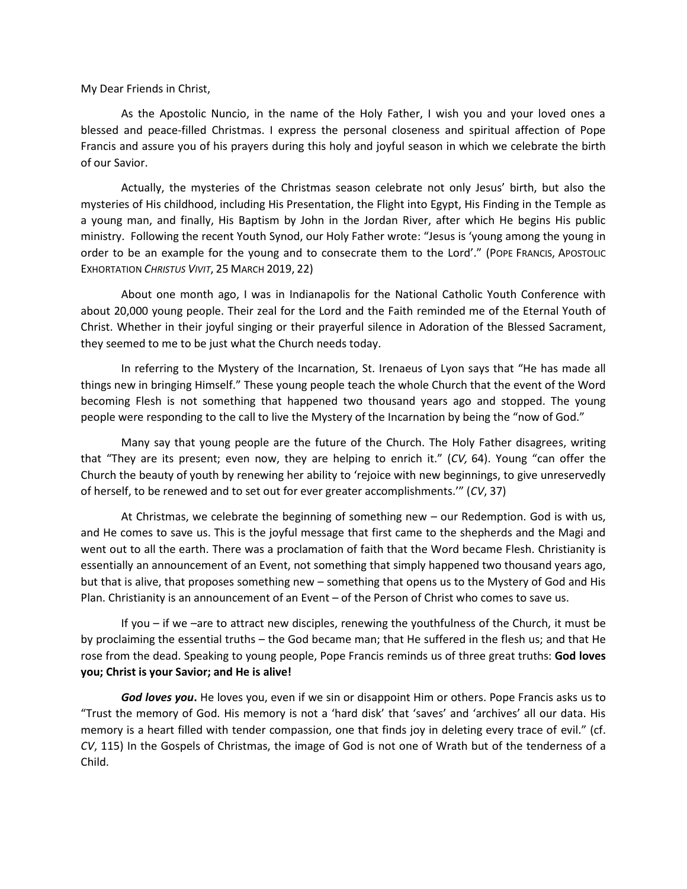My Dear Friends in Christ,

As the Apostolic Nuncio, in the name of the Holy Father, I wish you and your loved ones a blessed and peace-filled Christmas. I express the personal closeness and spiritual affection of Pope Francis and assure you of his prayers during this holy and joyful season in which we celebrate the birth of our Savior.

Actually, the mysteries of the Christmas season celebrate not only Jesus' birth, but also the mysteries of His childhood, including His Presentation, the Flight into Egypt, His Finding in the Temple as a young man, and finally, His Baptism by John in the Jordan River, after which He begins His public ministry. Following the recent Youth Synod, our Holy Father wrote: "Jesus is 'young among the young in order to be an example for the young and to consecrate them to the Lord'." (POPE FRANCIS, APOSTOLIC EXHORTATION *CHRISTUS VIVIT*, 25 MARCH 2019, 22)

About one month ago, I was in Indianapolis for the National Catholic Youth Conference with about 20,000 young people. Their zeal for the Lord and the Faith reminded me of the Eternal Youth of Christ. Whether in their joyful singing or their prayerful silence in Adoration of the Blessed Sacrament, they seemed to me to be just what the Church needs today.

In referring to the Mystery of the Incarnation, St. Irenaeus of Lyon says that "He has made all things new in bringing Himself." These young people teach the whole Church that the event of the Word becoming Flesh is not something that happened two thousand years ago and stopped. The young people were responding to the call to live the Mystery of the Incarnation by being the "now of God."

Many say that young people are the future of the Church. The Holy Father disagrees, writing that "They are its present; even now, they are helping to enrich it." (*CV,* 64). Young "can offer the Church the beauty of youth by renewing her ability to 'rejoice with new beginnings, to give unreservedly of herself, to be renewed and to set out for ever greater accomplishments.'" (*CV*, 37)

At Christmas, we celebrate the beginning of something new – our Redemption. God is with us, and He comes to save us. This is the joyful message that first came to the shepherds and the Magi and went out to all the earth. There was a proclamation of faith that the Word became Flesh. Christianity is essentially an announcement of an Event, not something that simply happened two thousand years ago, but that is alive, that proposes something new – something that opens us to the Mystery of God and His Plan. Christianity is an announcement of an Event – of the Person of Christ who comes to save us.

If you – if we –are to attract new disciples, renewing the youthfulness of the Church, it must be by proclaiming the essential truths – the God became man; that He suffered in the flesh us; and that He rose from the dead. Speaking to young people, Pope Francis reminds us of three great truths: **God loves you; Christ is your Savior; and He is alive!**

***God loves you*.** He loves you, even if we sin or disappoint Him or others. Pope Francis asks us to "Trust the memory of God. His memory is not a 'hard disk' that 'saves' and 'archives' all our data. His memory is a heart filled with tender compassion, one that finds joy in deleting every trace of evil." (cf. *CV*, 115) In the Gospels of Christmas, the image of God is not one of Wrath but of the tenderness of a Child.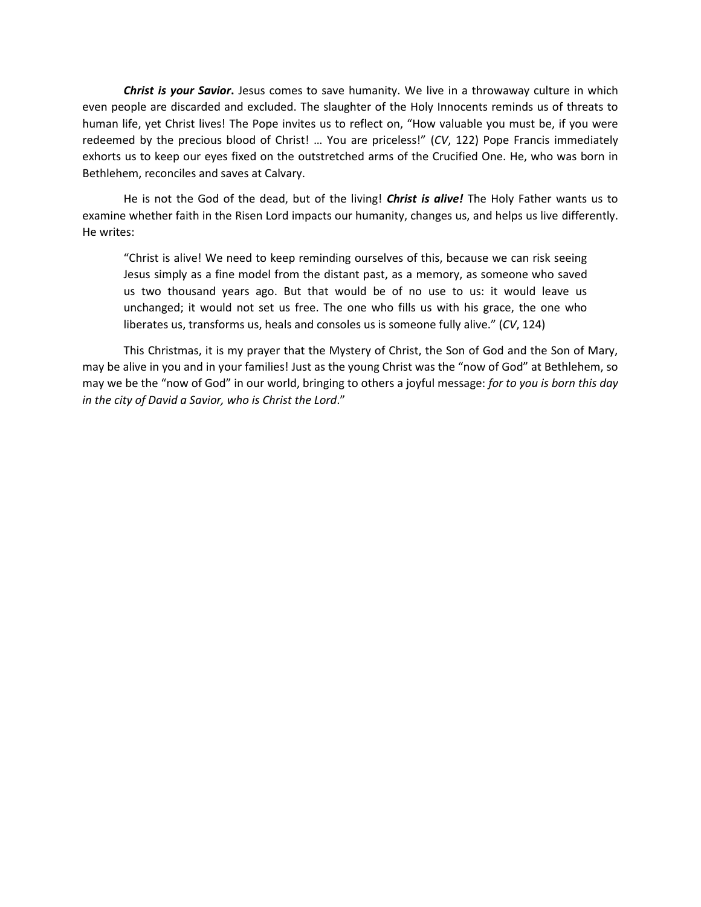***Christ is your Savior*.** Jesus comes to save humanity. We live in a throwaway culture in which even people are discarded and excluded. The slaughter of the Holy Innocents reminds us of threats to human life, yet Christ lives! The Pope invites us to reflect on, "How valuable you must be, if you were redeemed by the precious blood of Christ! … You are priceless!" (*CV*, 122) Pope Francis immediately exhorts us to keep our eyes fixed on the outstretched arms of the Crucified One. He, who was born in Bethlehem, reconciles and saves at Calvary.

He is not the God of the dead, but of the living! ***Christ is alive!*** The Holy Father wants us to examine whether faith in the Risen Lord impacts our humanity, changes us, and helps us live differently. He writes:

> "Christ is alive! We need to keep reminding ourselves of this, because we can risk seeing Jesus simply as a fine model from the distant past, as a memory, as someone who saved us two thousand years ago. But that would be of no use to us: it would leave us unchanged; it would not set us free. The one who fills us with his grace, the one who liberates us, transforms us, heals and consoles us is someone fully alive." (*CV*, 124)

This Christmas, it is my prayer that the Mystery of Christ, the Son of God and the Son of Mary, may be alive in you and in your families! Just as the young Christ was the "now of God" at Bethlehem, so may we be the "now of God" in our world, bringing to others a joyful message: *for to you is born this day in the city of David a Savior, who is Christ the Lord*."